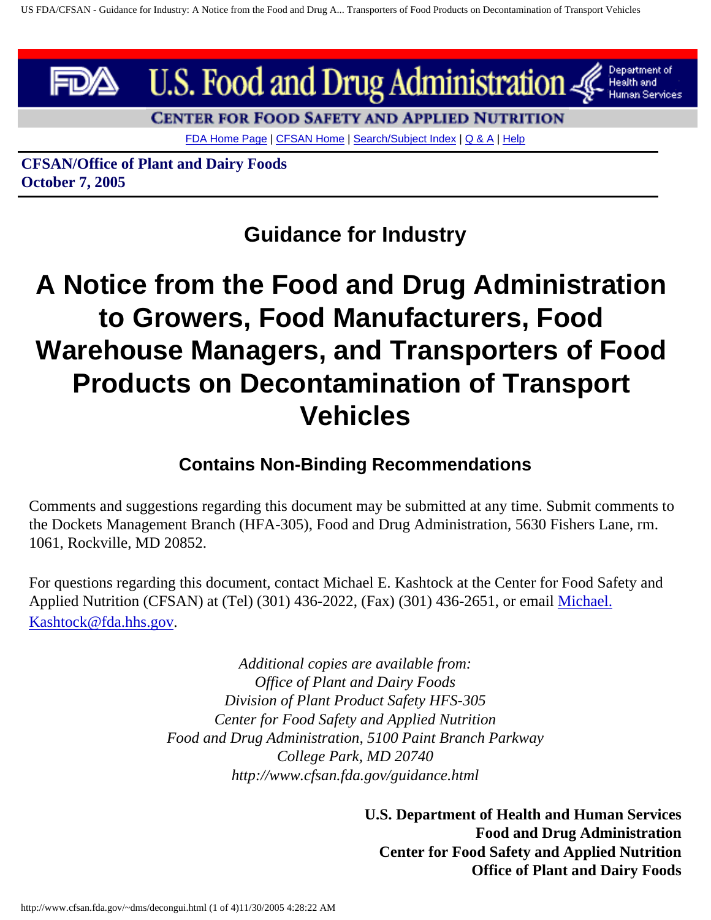U.S. Food and Drug Administration — Department of Health and Human Services

CENTER FOR FOOD SAFETY AND APPLIED NUTRITION

FDA Home Page | CFSAN Home | Search/Subject Index | Q & A | Help

**CFSAN/Office of Plant and Dairy Foods**
**October 7, 2005**

## Guidance for Industry

# A Notice from the Food and Drug Administration to Growers, Food Manufacturers, Food Warehouse Managers, and Transporters of Food Products on Decontamination of Transport Vehicles

### Contains Non-Binding Recommendations

Comments and suggestions regarding this document may be submitted at any time. Submit comments to the Dockets Management Branch (HFA-305), Food and Drug Administration, 5630 Fishers Lane, rm. 1061, Rockville, MD 20852.

For questions regarding this document, contact Michael E. Kashtock at the Center for Food Safety and Applied Nutrition (CFSAN) at (Tel) (301) 436-2022, (Fax) (301) 436-2651, or email Michael.Kashtock@fda.hhs.gov.

*Additional copies are available from:*
*Office of Plant and Dairy Foods*
*Division of Plant Product Safety HFS-305*
*Center for Food Safety and Applied Nutrition*
*Food and Drug Administration, 5100 Paint Branch Parkway*
*College Park, MD 20740*
*http://www.cfsan.fda.gov/guidance.html*

**U.S. Department of Health and Human Services**
**Food and Drug Administration**
**Center for Food Safety and Applied Nutrition**
**Office of Plant and Dairy Foods**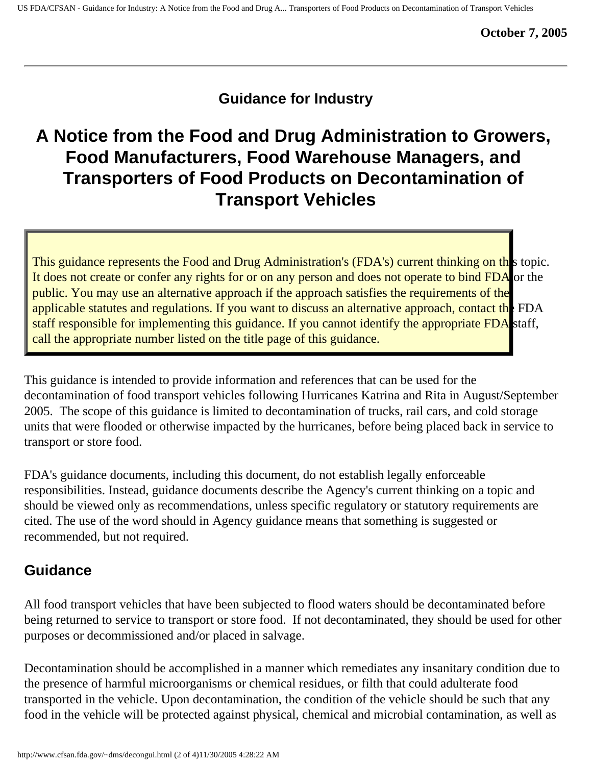October 7, 2005

---

### Guidance for Industry

# A Notice from the Food and Drug Administration to Growers, Food Manufacturers, Food Warehouse Managers, and Transporters of Food Products on Decontamination of Transport Vehicles

> This guidance represents the Food and Drug Administration's (FDA's) current thinking on this topic. It does not create or confer any rights for or on any person and does not operate to bind FDA or the public. You may use an alternative approach if the approach satisfies the requirements of the applicable statutes and regulations. If you want to discuss an alternative approach, contact the FDA staff responsible for implementing this guidance. If you cannot identify the appropriate FDA staff, call the appropriate number listed on the title page of this guidance.

This guidance is intended to provide information and references that can be used for the decontamination of food transport vehicles following Hurricanes Katrina and Rita in August/September 2005. The scope of this guidance is limited to decontamination of trucks, rail cars, and cold storage units that were flooded or otherwise impacted by the hurricanes, before being placed back in service to transport or store food.

FDA's guidance documents, including this document, do not establish legally enforceable responsibilities. Instead, guidance documents describe the Agency's current thinking on a topic and should be viewed only as recommendations, unless specific regulatory or statutory requirements are cited. The use of the word should in Agency guidance means that something is suggested or recommended, but not required.

## Guidance

All food transport vehicles that have been subjected to flood waters should be decontaminated before being returned to service to transport or store food. If not decontaminated, they should be used for other purposes or decommissioned and/or placed in salvage.

Decontamination should be accomplished in a manner which remediates any insanitary condition due to the presence of harmful microorganisms or chemical residues, or filth that could adulterate food transported in the vehicle. Upon decontamination, the condition of the vehicle should be such that any food in the vehicle will be protected against physical, chemical and microbial contamination, as well as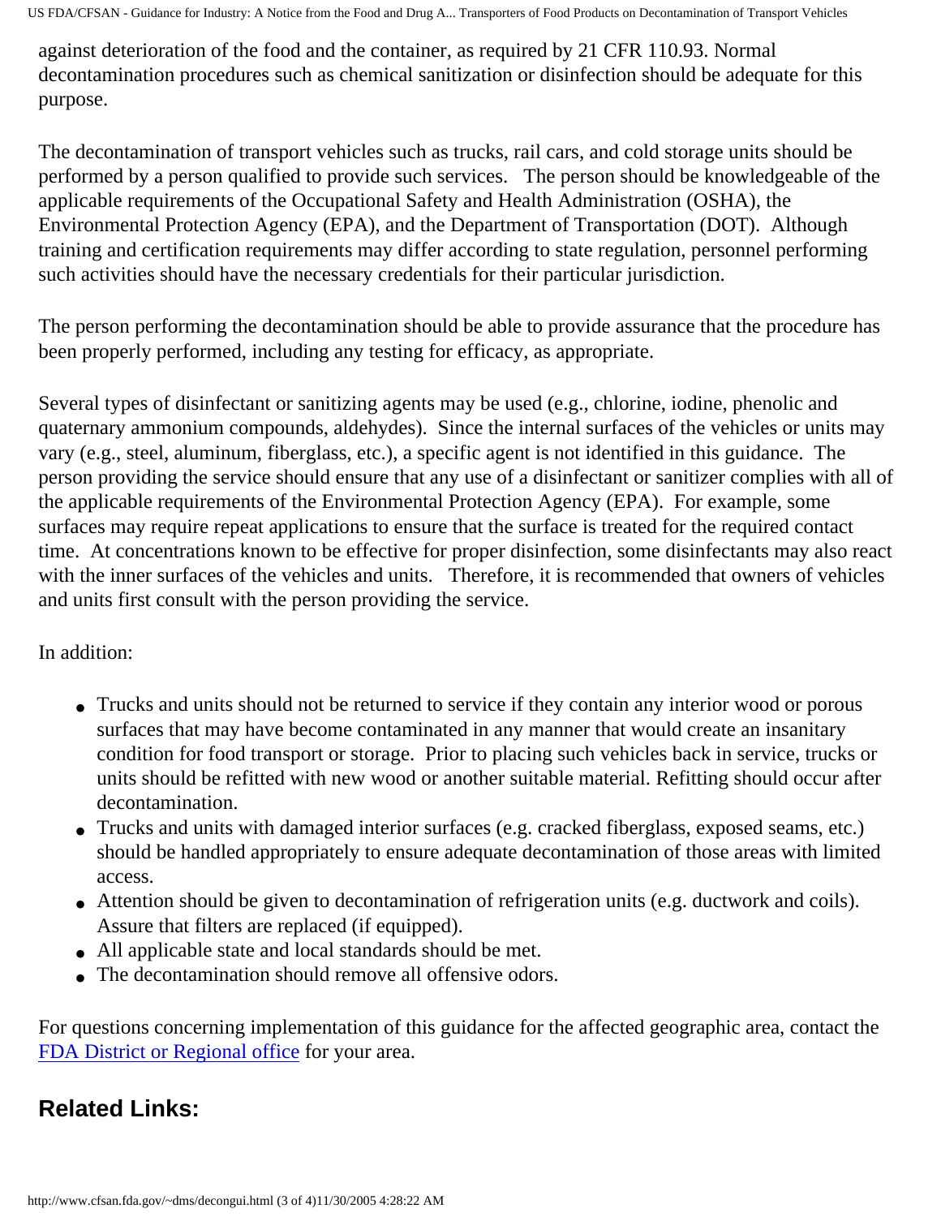against deterioration of the food and the container, as required by 21 CFR 110.93. Normal decontamination procedures such as chemical sanitization or disinfection should be adequate for this purpose.

The decontamination of transport vehicles such as trucks, rail cars, and cold storage units should be performed by a person qualified to provide such services. The person should be knowledgeable of the applicable requirements of the Occupational Safety and Health Administration (OSHA), the Environmental Protection Agency (EPA), and the Department of Transportation (DOT). Although training and certification requirements may differ according to state regulation, personnel performing such activities should have the necessary credentials for their particular jurisdiction.

The person performing the decontamination should be able to provide assurance that the procedure has been properly performed, including any testing for efficacy, as appropriate.

Several types of disinfectant or sanitizing agents may be used (e.g., chlorine, iodine, phenolic and quaternary ammonium compounds, aldehydes). Since the internal surfaces of the vehicles or units may vary (e.g., steel, aluminum, fiberglass, etc.), a specific agent is not identified in this guidance. The person providing the service should ensure that any use of a disinfectant or sanitizer complies with all of the applicable requirements of the Environmental Protection Agency (EPA). For example, some surfaces may require repeat applications to ensure that the surface is treated for the required contact time. At concentrations known to be effective for proper disinfection, some disinfectants may also react with the inner surfaces of the vehicles and units. Therefore, it is recommended that owners of vehicles and units first consult with the person providing the service.

In addition:

- Trucks and units should not be returned to service if they contain any interior wood or porous surfaces that may have become contaminated in any manner that would create an insanitary condition for food transport or storage. Prior to placing such vehicles back in service, trucks or units should be refitted with new wood or another suitable material. Refitting should occur after decontamination.
- Trucks and units with damaged interior surfaces (e.g. cracked fiberglass, exposed seams, etc.) should be handled appropriately to ensure adequate decontamination of those areas with limited access.
- Attention should be given to decontamination of refrigeration units (e.g. ductwork and coils). Assure that filters are replaced (if equipped).
- All applicable state and local standards should be met.
- The decontamination should remove all offensive odors.

For questions concerning implementation of this guidance for the affected geographic area, contact the [FDA District or Regional office] for your area.

## Related Links: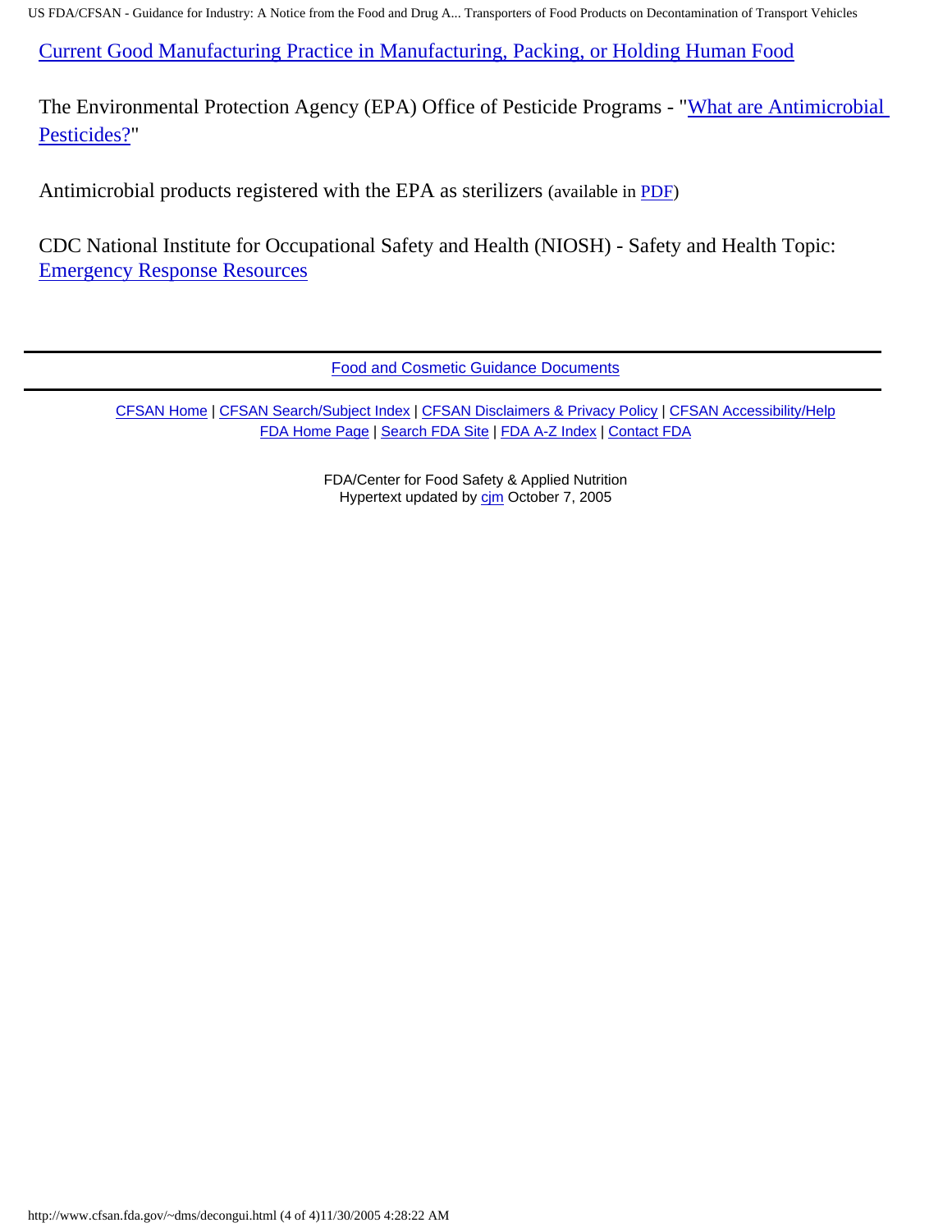Current Good Manufacturing Practice in Manufacturing, Packing, or Holding Human Food

The Environmental Protection Agency (EPA) Office of Pesticide Programs - "What are Antimicrobial Pesticides?"

Antimicrobial products registered with the EPA as sterilizers (available in PDF)

CDC National Institute for Occupational Safety and Health (NIOSH) - Safety and Health Topic: Emergency Response Resources

---

Food and Cosmetic Guidance Documents

---

CFSAN Home | CFSAN Search/Subject Index | CFSAN Disclaimers & Privacy Policy | CFSAN Accessibility/Help
FDA Home Page | Search FDA Site | FDA A-Z Index | Contact FDA

FDA/Center for Food Safety & Applied Nutrition
Hypertext updated by cjm October 7, 2005